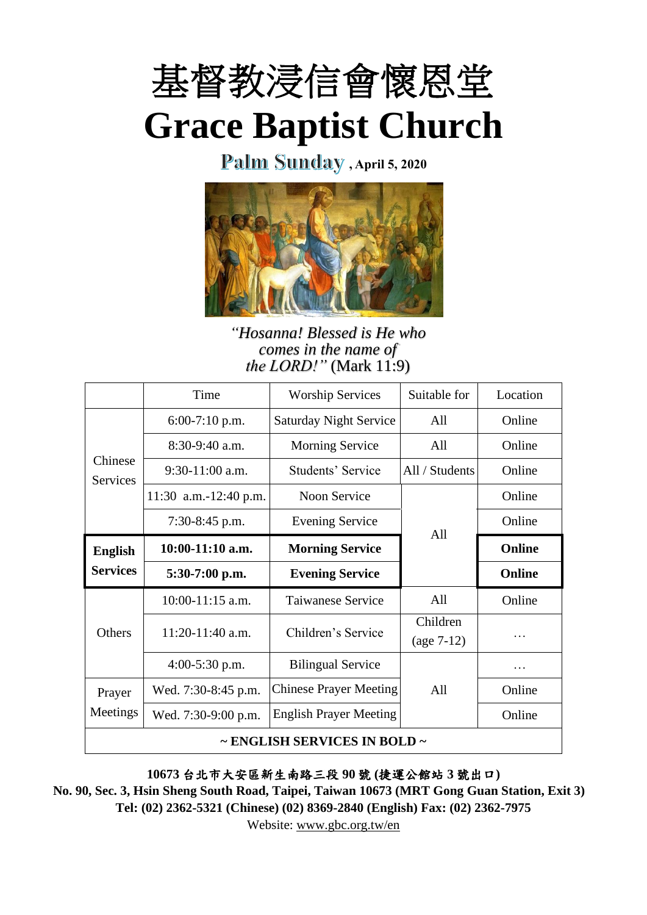# 基督教浸信會懷恩堂

# Grace Baptist Church

**Palm Sunday, April 5, 2020**

*"Hosanna! Blessed is He who comes in the name of the LORD!"* (Mark 11:9)

| | Time | Worship Services | Suitable for | Location |
|---|---|---|---|---|
| Chinese Services | 6:00-7:10 p.m. | Saturday Night Service | All | Online |
| | 8:30-9:40 a.m. | Morning Service | All | Online |
| | 9:30-11:00 a.m. | Students' Service | All / Students | Online |
| | 11:30 a.m.-12:40 p.m. | Noon Service | All | Online |
| | 7:30-8:45 p.m. | Evening Service | | Online |
| **English Services** | **10:00-11:10 a.m.** | **Morning Service** | | **Online** |
| | **5:30-7:00 p.m.** | **Evening Service** | | **Online** |
| Others | 10:00-11:15 a.m. | Taiwanese Service | All | Online |
| | 11:20-11:40 a.m. | Children's Service | Children (age 7-12) | … |
| | 4:00-5:30 p.m. | Bilingual Service | All | … |
| Prayer Meetings | Wed. 7:30-8:45 p.m. | Chinese Prayer Meeting | | Online |
| | Wed. 7:30-9:00 p.m. | English Prayer Meeting | | Online |
| **~ ENGLISH SERVICES IN BOLD ~** | | | | |

**10673 台北市大安區新生南路三段 90 號 (捷運公館站 3 號出口)**
**No. 90, Sec. 3, Hsin Sheng South Road, Taipei, Taiwan 10673 (MRT Gong Guan Station, Exit 3)**
**Tel: (02) 2362-5321 (Chinese) (02) 8369-2840 (English) Fax: (02) 2362-7975**
Website: www.gbc.org.tw/en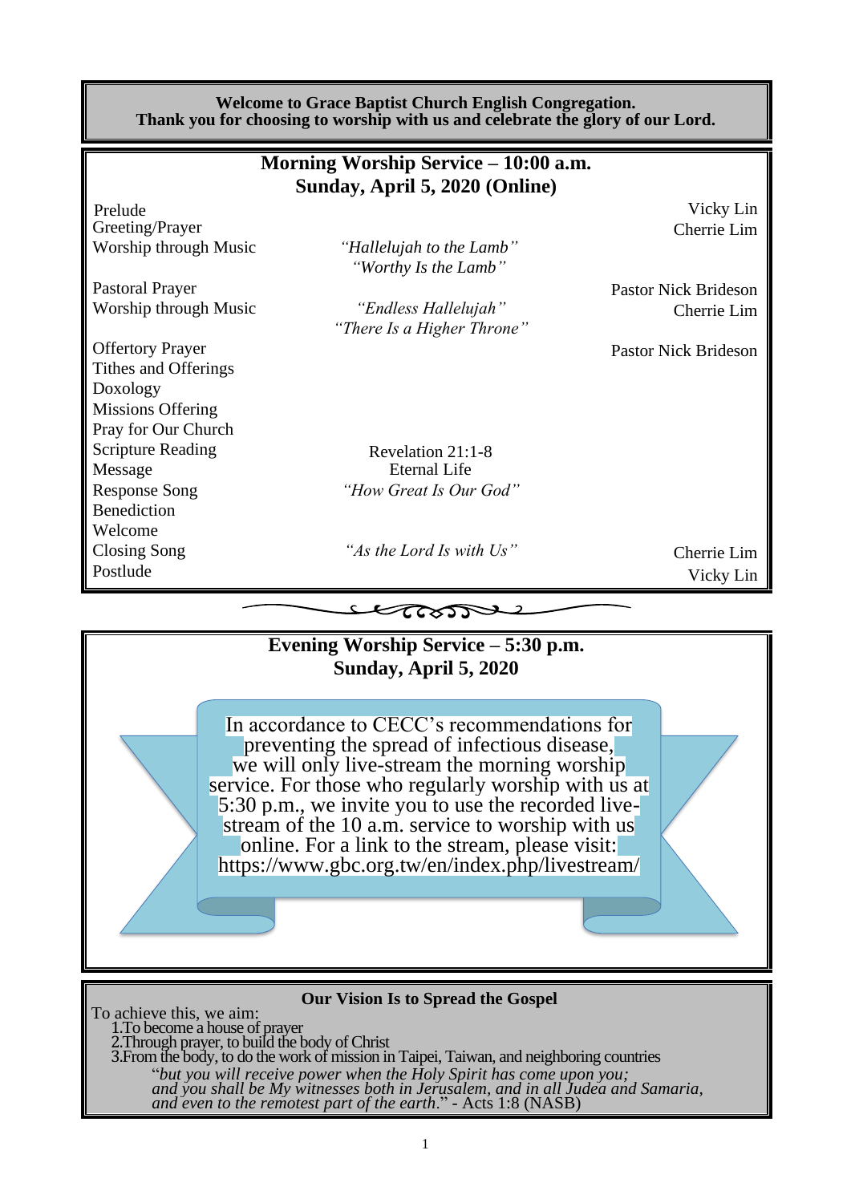**Welcome to Grace Baptist Church English Congregation.**
**Thank you for choosing to worship with us and celebrate the glory of our Lord.**

## Morning Worship Service – 10:00 a.m.
## Sunday, April 5, 2020 (Online)

| | | |
|---|---|---|
| Prelude | | Vicky Lin |
| Greeting/Prayer | | Cherrie Lim |
| Worship through Music | *"Hallelujah to the Lamb"* *"Worthy Is the Lamb"* | |
| Pastoral Prayer | | Pastor Nick Brideson |
| Worship through Music | *"Endless Hallelujah"* *"There Is a Higher Throne"* | Cherrie Lim |
| Offertory Prayer | | Pastor Nick Brideson |
| Tithes and Offerings | | |
| Doxology | | |
| Missions Offering | | |
| Pray for Our Church | | |
| Scripture Reading | Revelation 21:1-8 | |
| Message | Eternal Life | |
| Response Song | *"How Great Is Our God"* | |
| Benediction | | |
| Welcome | | |
| Closing Song | *"As the Lord Is with Us"* | Cherrie Lim |
| Postlude | | Vicky Lin |

## Evening Worship Service – 5:30 p.m.
## Sunday, April 5, 2020

In accordance to CECC's recommendations for preventing the spread of infectious disease, we will only live-stream the morning worship service. For those who regularly worship with us at 5:30 p.m., we invite you to use the recorded live-stream of the 10 a.m. service to worship with us online. For a link to the stream, please visit: https://www.gbc.org.tw/en/index.php/livestream/

### Our Vision Is to Spread the Gospel

To achieve this, we aim:

1. To become a house of prayer
2. Through prayer, to build the body of Christ
3. From the body, to do the work of mission in Taipei, Taiwan, and neighboring countries

"*but you will receive power when the Holy Spirit has come upon you; and you shall be My witnesses both in Jerusalem, and in all Judea and Samaria, and even to the remotest part of the earth.*" - Acts 1:8 (NASB)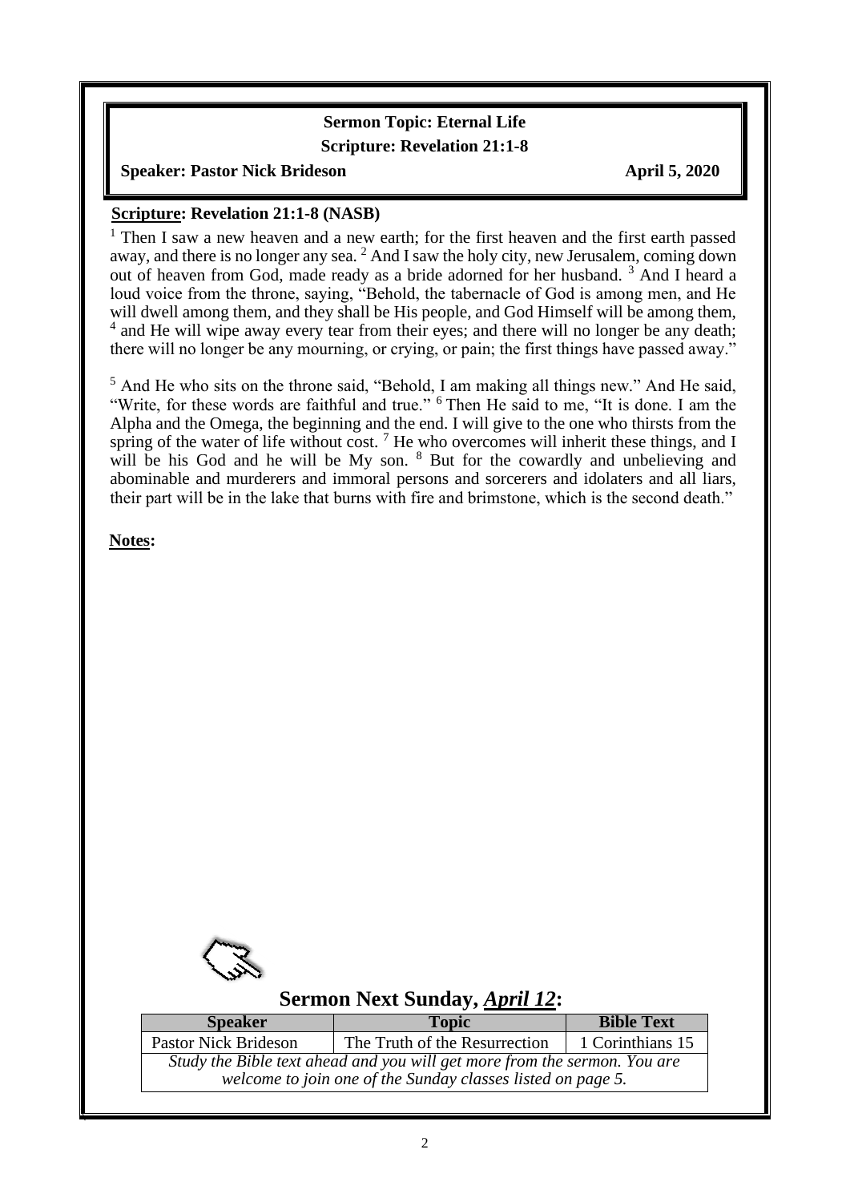**Sermon Topic: Eternal Life**

**Scripture: Revelation 21:1-8**

**Speaker: Pastor Nick Brideson** **April 5, 2020**

**Scripture: Revelation 21:1-8 (NASB)**

[1] Then I saw a new heaven and a new earth; for the first heaven and the first earth passed away, and there is no longer any sea. [2] And I saw the holy city, new Jerusalem, coming down out of heaven from God, made ready as a bride adorned for her husband. [3] And I heard a loud voice from the throne, saying, "Behold, the tabernacle of God is among men, and He will dwell among them, and they shall be His people, and God Himself will be among them, [4] and He will wipe away every tear from their eyes; and there will no longer be any death; there will no longer be any mourning, or crying, or pain; the first things have passed away."

[5] And He who sits on the throne said, "Behold, I am making all things new." And He said, "Write, for these words are faithful and true." [6] Then He said to me, "It is done. I am the Alpha and the Omega, the beginning and the end. I will give to the one who thirsts from the spring of the water of life without cost. [7] He who overcomes will inherit these things, and I will be his God and he will be My son. [8] But for the cowardly and unbelieving and abominable and murderers and immoral persons and sorcerers and idolaters and all liars, their part will be in the lake that burns with fire and brimstone, which is the second death."

**Notes:**

## Sermon Next Sunday, *April 12*:

| Speaker | Topic | Bible Text |
|---|---|---|
| Pastor Nick Brideson | The Truth of the Resurrection | 1 Corinthians 15 |
| *Study the Bible text ahead and you will get more from the sermon. You are welcome to join one of the Sunday classes listed on page 5.* | | |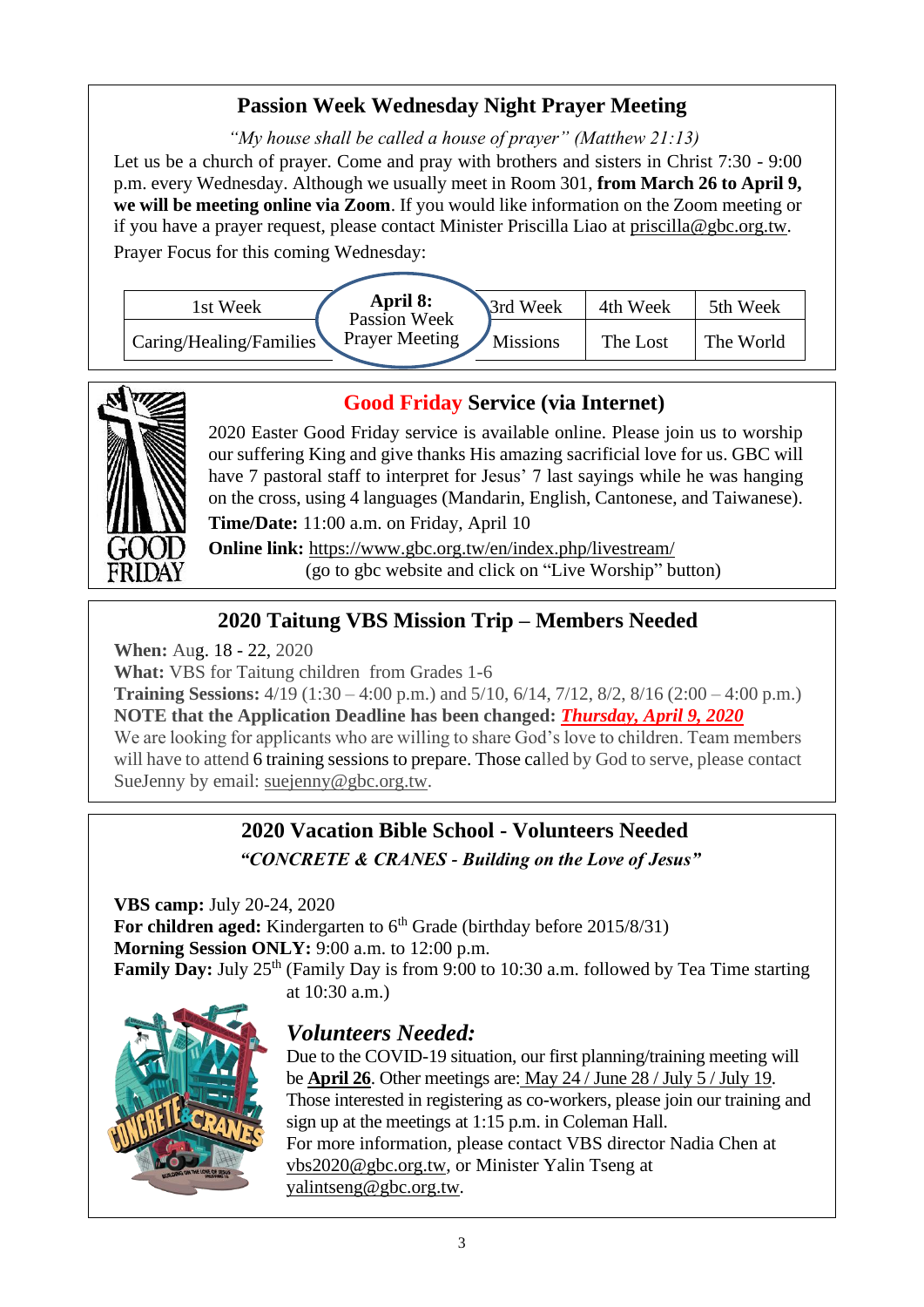## Passion Week Wednesday Night Prayer Meeting

*"My house shall be called a house of prayer" (Matthew 21:13)*

Let us be a church of prayer. Come and pray with brothers and sisters in Christ 7:30 - 9:00 p.m. every Wednesday. Although we usually meet in Room 301, **from March 26 to April 9, we will be meeting online via Zoom**. If you would like information on the Zoom meeting or if you have a prayer request, please contact Minister Priscilla Liao at priscilla@gbc.org.tw.

Prayer Focus for this coming Wednesday:

| 1st Week | **April 8:** Passion Week | 3rd Week | 4th Week | 5th Week |
|---|---|---|---|---|
| Caring/Healing/Families | Prayer Meeting | Missions | The Lost | The World |

## Good Friday Service (via Internet)

2020 Easter Good Friday service is available online. Please join us to worship our suffering King and give thanks His amazing sacrificial love for us. GBC will have 7 pastoral staff to interpret for Jesus' 7 last sayings while he was hanging on the cross, using 4 languages (Mandarin, English, Cantonese, and Taiwanese).

**Time/Date:** 11:00 a.m. on Friday, April 10

**Online link:** https://www.gbc.org.tw/en/index.php/livestream/
(go to gbc website and click on "Live Worship" button)

## 2020 Taitung VBS Mission Trip – Members Needed

**When:** Aug. 18 - 22, 2020
**What:** VBS for Taitung children from Grades 1-6
**Training Sessions:** 4/19 (1:30 – 4:00 p.m.) and 5/10, 6/14, 7/12, 8/2, 8/16 (2:00 – 4:00 p.m.)
**NOTE that the Application Deadline has been changed:** ***Thursday, April 9, 2020***
We are looking for applicants who are willing to share God's love to children. Team members will have to attend 6 training sessions to prepare. Those called by God to serve, please contact SueJenny by email: suejenny@gbc.org.tw.

## 2020 Vacation Bible School - Volunteers Needed

***"CONCRETE & CRANES - Building on the Love of Jesus"***

**VBS camp:** July 20-24, 2020
**For children aged:** Kindergarten to 6th Grade (birthday before 2015/8/31)
**Morning Session ONLY:** 9:00 a.m. to 12:00 p.m.
**Family Day:** July 25th (Family Day is from 9:00 to 10:30 a.m. followed by Tea Time starting at 10:30 a.m.)

### *Volunteers Needed:*

Due to the COVID-19 situation, our first planning/training meeting will be **April 26**. Other meetings are: May 24 / June 28 / July 5 / July 19.
Those interested in registering as co-workers, please join our training and sign up at the meetings at 1:15 p.m. in Coleman Hall.
For more information, please contact VBS director Nadia Chen at vbs2020@gbc.org.tw, or Minister Yalin Tseng at yalintseng@gbc.org.tw.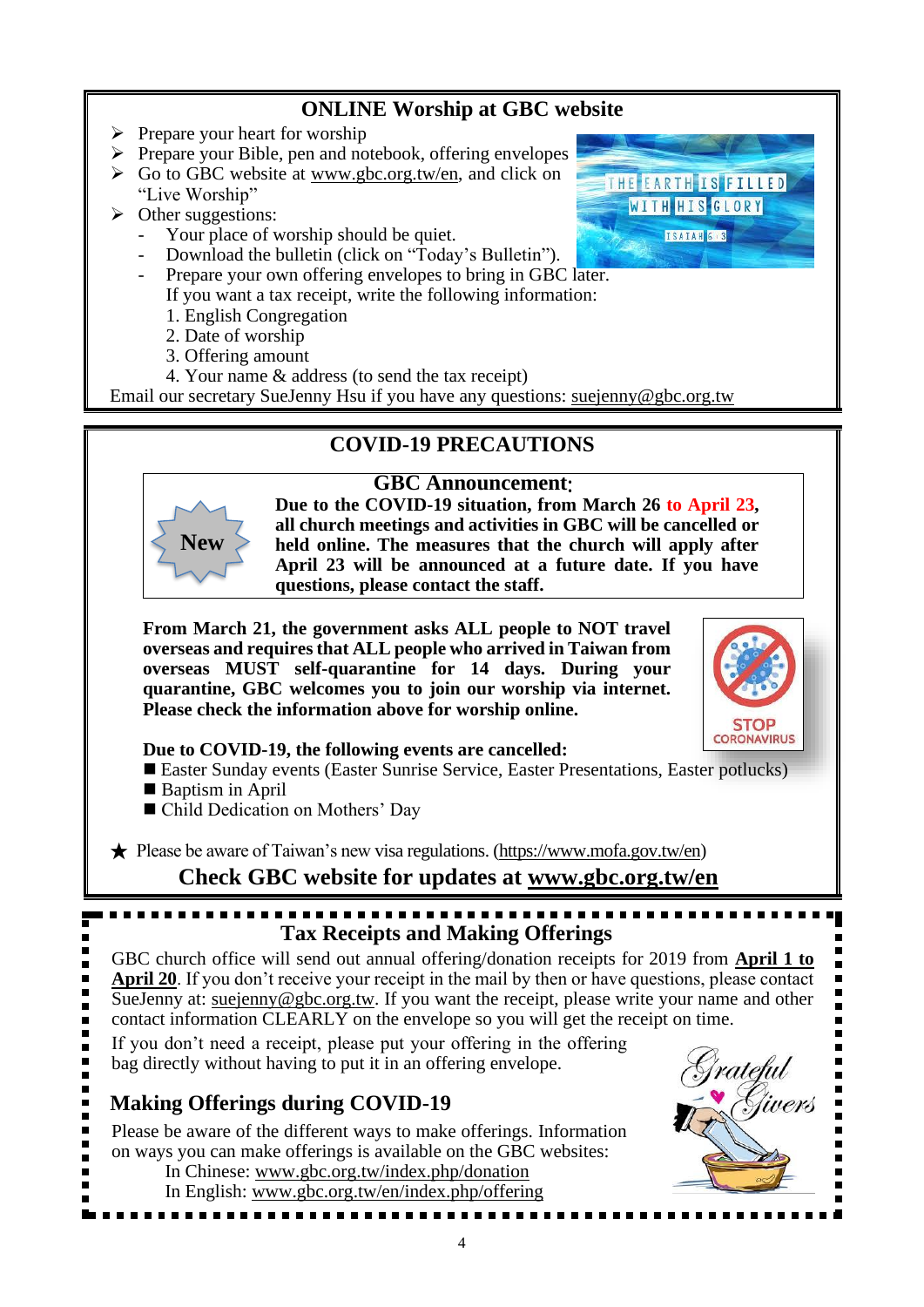## ONLINE Worship at GBC website

- Prepare your heart for worship
- Prepare your Bible, pen and notebook, offering envelopes
- Go to GBC website at www.gbc.org.tw/en, and click on "Live Worship"
- Other suggestions:
  - Your place of worship should be quiet.
  - Download the bulletin (click on "Today's Bulletin").
  - Prepare your own offering envelopes to bring in GBC later. If you want a tax receipt, write the following information:
    1. English Congregation
    2. Date of worship
    3. Offering amount
    4. Your name & address (to send the tax receipt)

Email our secretary SueJenny Hsu if you have any questions: suejenny@gbc.org.tw

## COVID-19 PRECAUTIONS

New

### GBC Announcement:

**Due to the COVID-19 situation, from March 26 to April 23, all church meetings and activities in GBC will be cancelled or held online. The measures that the church will apply after April 23 will be announced at a future date. If you have questions, please contact the staff.**

**From March 21, the government asks ALL people to NOT travel overseas and requires that ALL people who arrived in Taiwan from overseas MUST self-quarantine for 14 days. During your quarantine, GBC welcomes you to join our worship via internet. Please check the information above for worship online.**

STOP CORONAVIRUS

**Due to COVID-19, the following events are cancelled:**

- Easter Sunday events (Easter Sunrise Service, Easter Presentations, Easter potlucks)
- Baptism in April
- Child Dedication on Mothers' Day

★ Please be aware of Taiwan's new visa regulations. (https://www.mofa.gov.tw/en)

**Check GBC website for updates at www.gbc.org.tw/en**

## Tax Receipts and Making Offerings

GBC church office will send out annual offering/donation receipts for 2019 from **April 1 to April 20**. If you don't receive your receipt in the mail by then or have questions, please contact SueJenny at: suejenny@gbc.org.tw. If you want the receipt, please write your name and other contact information CLEARLY on the envelope so you will get the receipt on time.

If you don't need a receipt, please put your offering in the offering bag directly without having to put it in an offering envelope.

### Making Offerings during COVID-19

Please be aware of the different ways to make offerings. Information on ways you can make offerings is available on the GBC websites:

In Chinese: www.gbc.org.tw/index.php/donation
In English: www.gbc.org.tw/en/index.php/offering

Grateful Givers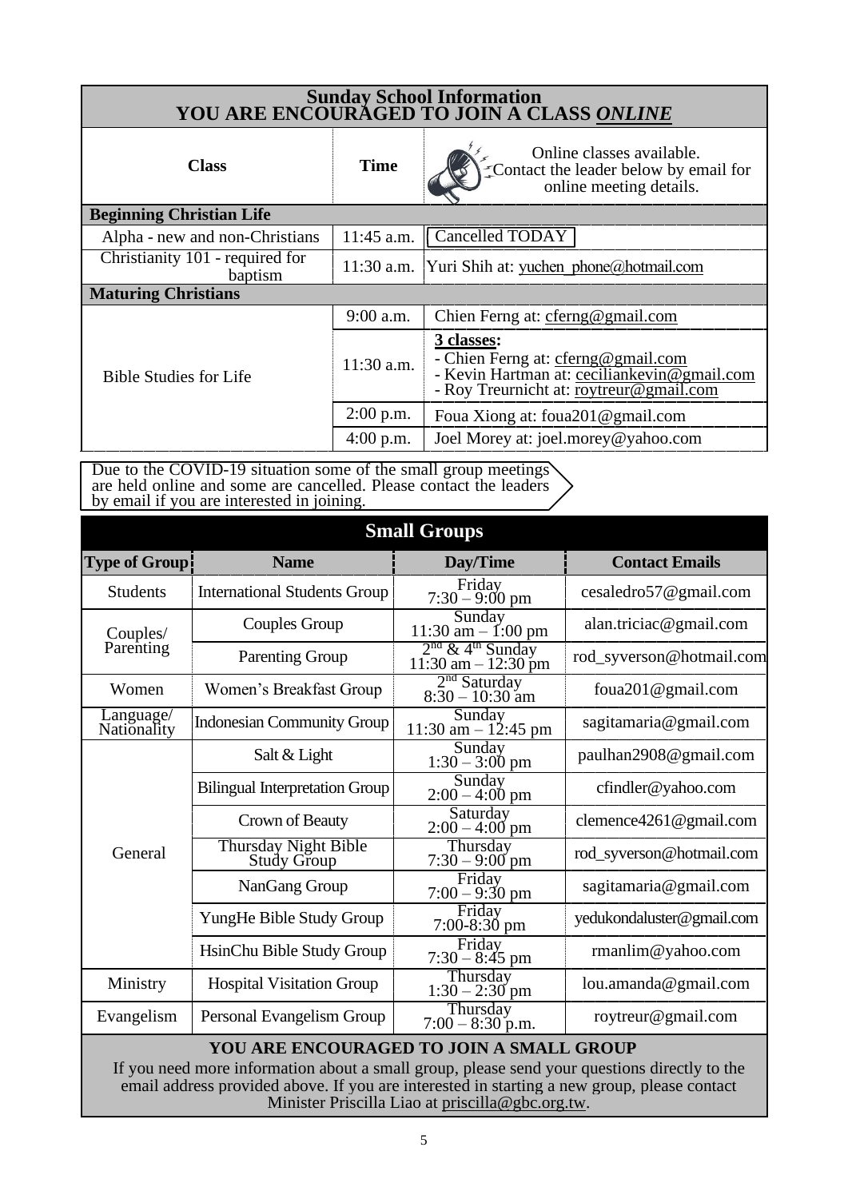## Sunday School Information
## YOU ARE ENCOURAGED TO JOIN A CLASS *ONLINE*

| Class | Time | Online classes available. Contact the leader below by email for online meeting details. |
|---|---|---|
| **Beginning Christian Life** | | |
| Alpha - new and non-Christians | 11:45 a.m. | Cancelled TODAY |
| Christianity 101 - required for baptism | 11:30 a.m. | Yuri Shih at: yuchen_phone@hotmail.com |
| **Maturing Christians** | | |
| Bible Studies for Life | 9:00 a.m. | Chien Ferng at: cferng@gmail.com |
| | 11:30 a.m. | **3 classes:** - Chien Ferng at: cferng@gmail.com - Kevin Hartman at: ceciliankevin@gmail.com - Roy Treurnicht at: roytreur@gmail.com |
| | 2:00 p.m. | Foua Xiong at: foua201@gmail.com |
| | 4:00 p.m. | Joel Morey at: joel.morey@yahoo.com |

Due to the COVID-19 situation some of the small group meetings are held online and some are cancelled. Please contact the leaders by email if you are interested in joining.

## Small Groups

| Type of Group | Name | Day/Time | Contact Emails |
|---|---|---|---|
| Students | International Students Group | Friday 7:30 – 9:00 pm | cesaledro57@gmail.com |
| Couples/ Parenting | Couples Group | Sunday 11:30 am – 1:00 pm | alan.triciac@gmail.com |
| | Parenting Group | 2nd & 4th Sunday 11:30 am – 12:30 pm | rod_syverson@hotmail.com |
| Women | Women's Breakfast Group | 2nd Saturday 8:30 – 10:30 am | foua201@gmail.com |
| Language/ Nationality | Indonesian Community Group | Sunday 11:30 am – 12:45 pm | sagitamaria@gmail.com |
| General | Salt & Light | Sunday 1:30 – 3:00 pm | paulhan2908@gmail.com |
| | Bilingual Interpretation Group | Sunday 2:00 – 4:00 pm | cfindler@yahoo.com |
| | Crown of Beauty | Saturday 2:00 – 4:00 pm | clemence4261@gmail.com |
| | Thursday Night Bible Study Group | Thursday 7:30 – 9:00 pm | rod_syverson@hotmail.com |
| | NanGang Group | Friday 7:00 – 9:30 pm | sagitamaria@gmail.com |
| | YungHe Bible Study Group | Friday 7:00-8:30 pm | yedukondaluster@gmail.com |
| | HsinChu Bible Study Group | Friday 7:30 – 8:45 pm | rmanlim@yahoo.com |
| Ministry | Hospital Visitation Group | Thursday 1:30 – 2:30 pm | lou.amanda@gmail.com |
| Evangelism | Personal Evangelism Group | Thursday 7:00 – 8:30 p.m. | roytreur@gmail.com |

**YOU ARE ENCOURAGED TO JOIN A SMALL GROUP**

If you need more information about a small group, please send your questions directly to the email address provided above. If you are interested in starting a new group, please contact Minister Priscilla Liao at priscilla@gbc.org.tw.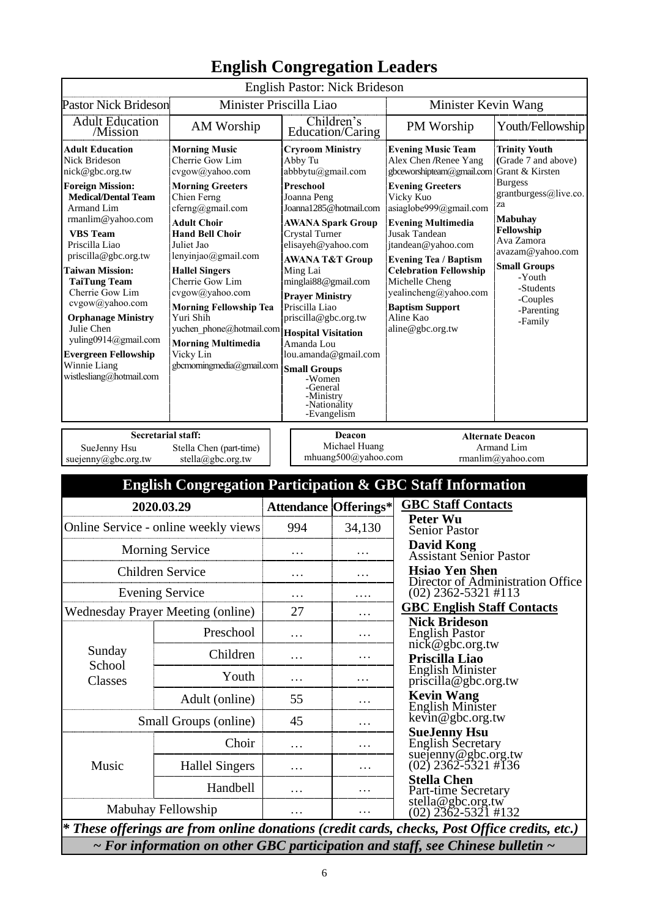# English Congregation Leaders

| English Pastor: Nick Brideson | | | | |
|---|---|---|---|---|
| Pastor Nick Brideson | Minister Priscilla Liao | | Minister Kevin Wang | |
| Adult Education /Mission | AM Worship | Children's Education/Caring | PM Worship | Youth/Fellowship |
| **Adult Education**<br>Nick Brideson<br>nick@gbc.org.tw<br>**Foreign Mission:**<br>**Medical/Dental Team**<br>Armand Lim<br>rmanlim@yahoo.com<br>**VBS Team**<br>Priscilla Liao<br>priscilla@gbc.org.tw<br>**Taiwan Mission:**<br>**TaiTung Team**<br>Cherrie Gow Lim<br>cvgow@yahoo.com<br>**Orphanage Ministry**<br>Julie Chen<br>yuling0914@gmail.com<br>**Evergreen Fellowship**<br>Winnie Liang<br>wistlesliang@hotmail.com | **Morning Music**<br>Cherrie Gow Lim<br>cvgow@yahoo.com<br>**Morning Greeters**<br>Chien Ferng<br>cferng@gmail.com<br>**Adult Choir**<br>**Hand Bell Choir**<br>Juliet Jao<br>lenyinjao@gmail.com<br>**Hallel Singers**<br>Cherrie Gow Lim<br>cvgow@yahoo.com<br>**Morning Fellowship Tea**<br>Yuri Shih<br>yuchen_phone@hotmail.com<br>**Morning Multimedia**<br>Vicky Lin<br>gbcmorningmedia@gmail.com | **Cryroom Ministry**<br>Abby Tu<br>abbbytu@gmail.com<br>**Preschool**<br>Joanna Peng<br>Joanna1285@hotmail.com<br>**AWANA Spark Group**<br>Crystal Turner<br>elisayeh@yahoo.com<br>**AWANA T&T Group**<br>Ming Lai<br>minglai88@gmail.com<br>**Prayer Ministry**<br>Priscilla Liao<br>priscilla@gbc.org.tw<br>**Hospital Visitation**<br>Amanda Lou<br>lou.amanda@gmail.com<br>**Small Groups**<br>-Women<br>-General<br>-Ministry<br>-Nationality<br>-Evangelism | **Evening Music Team**<br>Alex Chen /Renee Yang<br>gbceworshipteam@gmail.com<br>**Evening Greeters**<br>Vicky Kuo<br>asiaglobe999@gmail.com<br>**Evening Multimedia**<br>Jusak Tandean<br>jtandean@yahoo.com<br>**Evening Tea / Baptism Celebration Fellowship**<br>Michelle Cheng<br>yealincheng@yahoo.com<br>**Baptism Support**<br>Aline Kao<br>aline@gbc.org.tw | **Trinity Youth**<br>(Grade 7 and above)<br>Grant & Kirsten Burgess<br>grantburgess@live.co.za<br>**Mabuhay Fellowship**<br>Ava Zamora<br>avazam@yahoo.com<br>**Small Groups**<br>-Youth<br>-Students<br>-Couples<br>-Parenting<br>-Family |

**Secretarial staff:**
SueJenny Hsu — suejenny@gbc.org.tw
Stella Chen (part-time) — stella@gbc.org.tw

**Deacon**
Michael Huang
mhuang500@yahoo.com

**Alternate Deacon**
Armand Lim
rmanlim@yahoo.com

## English Congregation Participation & GBC Staff Information

| 2020.03.29 | | Attendance | Offerings* |
|---|---|---|---|
| Online Service - online weekly views | | 994 | 34,130 |
| Morning Service | | … | … |
| Children Service | | … | … |
| Evening Service | | … | …. |
| Wednesday Prayer Meeting (online) | | 27 | … |
| Sunday School Classes | Preschool | … | … |
| | Children | … | … |
| | Youth | … | … |
| | Adult (online) | 55 | … |
| Small Groups (online) | | 45 | … |
| Music | Choir | … | … |
| | Hallel Singers | … | … |
| | Handbell | … | … |
| Mabuhay Fellowship | | … | … |

**GBC Staff Contacts**

**Peter Wu**
Senior Pastor

**David Kong**
Assistant Senior Pastor

**Hsiao Yen Shen**
Director of Administration Office
(02) 2362-5321 #113

**GBC English Staff Contacts**

**Nick Brideson**
English Pastor
nick@gbc.org.tw

**Priscilla Liao**
English Minister
priscilla@gbc.org.tw

**Kevin Wang**
English Minister
kevin@gbc.org.tw

**SueJenny Hsu**
English Secretary
suejenny@gbc.org.tw
(02) 2362-5321 #136

**Stella Chen**
Part-time Secretary
stella@gbc.org.tw
(02) 2362-5321 #132

*** These offerings are from online donations (credit cards, checks, Post Office credits, etc.)***

***~ For information on other GBC participation and staff, see Chinese bulletin ~***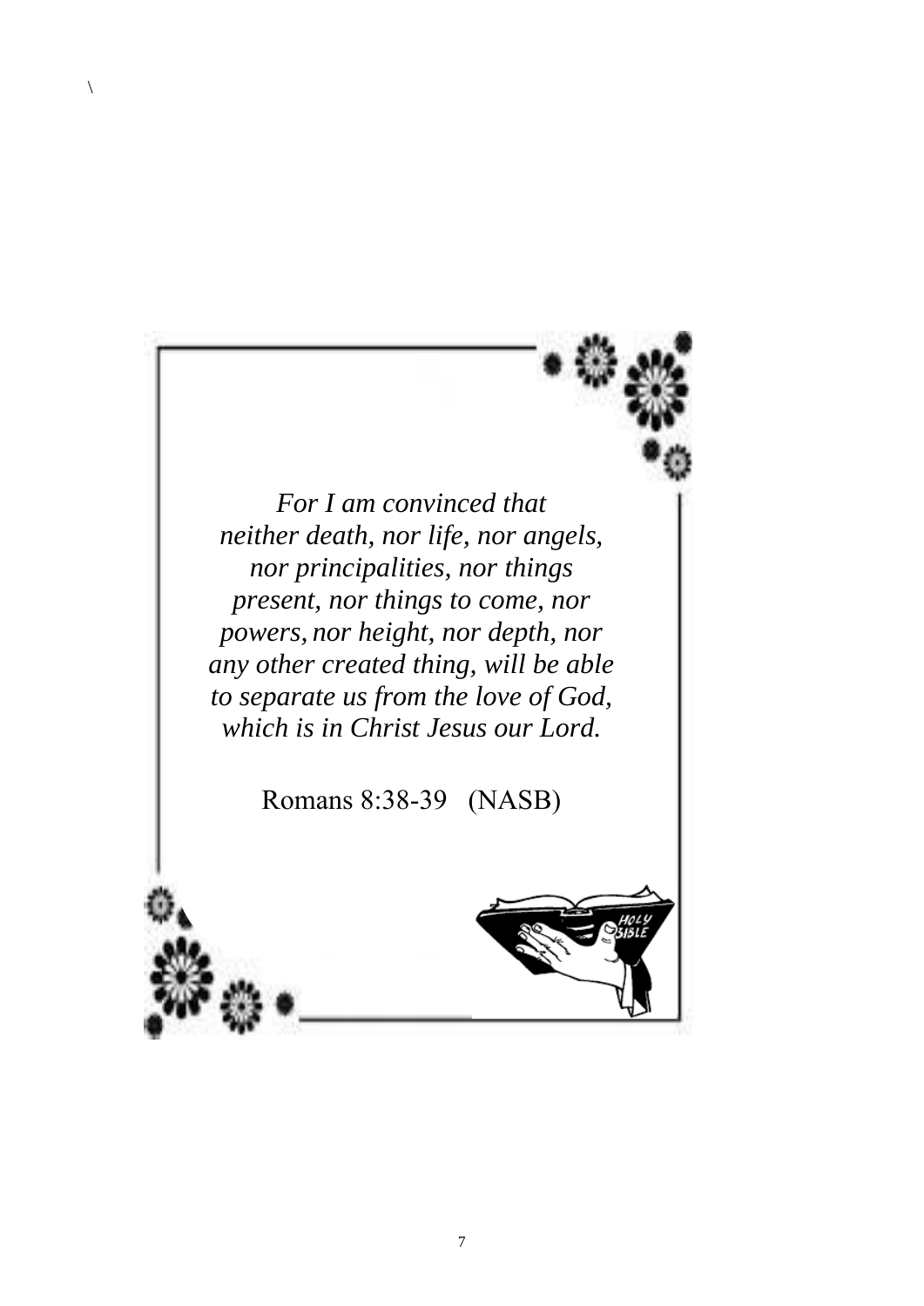*For I am convinced that*
*neither death, nor life, nor angels,*
*nor principalities, nor things*
*present, nor things to come, nor*
*powers, nor height, nor depth, nor*
*any other created thing, will be able*
*to separate us from the love of God,*
*which is in Christ Jesus our Lord.*

Romans 8:38-39 (NASB)